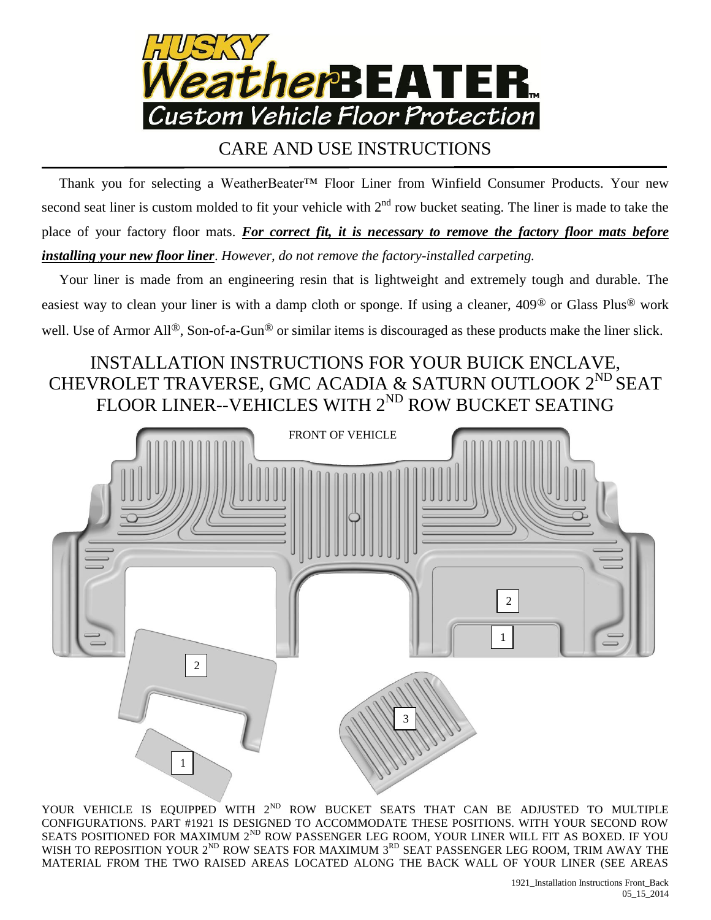# HUSKY WeatherBEATER™
## Custom Vehicle Floor Protection

# CARE AND USE INSTRUCTIONS

Thank you for selecting a WeatherBeater™ Floor Liner from Winfield Consumer Products. Your new second seat liner is custom molded to fit your vehicle with 2nd row bucket seating. The liner is made to take the place of your factory floor mats. ***For correct fit, it is necessary to remove the factory floor mats before installing your new floor liner****. However, do not remove the factory-installed carpeting.*

Your liner is made from an engineering resin that is lightweight and extremely tough and durable. The easiest way to clean your liner is with a damp cloth or sponge. If using a cleaner, 409® or Glass Plus® work well. Use of Armor All®, Son-of-a-Gun® or similar items is discouraged as these products make the liner slick.

## INSTALLATION INSTRUCTIONS FOR YOUR BUICK ENCLAVE, CHEVROLET TRAVERSE, GMC ACADIA & SATURN OUTLOOK 2ND SEAT FLOOR LINER--VEHICLES WITH 2ND ROW BUCKET SEATING

FRONT OF VEHICLE

2

1

2

3

1

YOUR VEHICLE IS EQUIPPED WITH 2ND ROW BUCKET SEATS THAT CAN BE ADJUSTED TO MULTIPLE CONFIGURATIONS. PART #1921 IS DESIGNED TO ACCOMMODATE THESE POSITIONS. WITH YOUR SECOND ROW SEATS POSITIONED FOR MAXIMUM 2ND ROW PASSENGER LEG ROOM, YOUR LINER WILL FIT AS BOXED. IF YOU WISH TO REPOSITION YOUR 2ND ROW SEATS FOR MAXIMUM 3RD SEAT PASSENGER LEG ROOM, TRIM AWAY THE MATERIAL FROM THE TWO RAISED AREAS LOCATED ALONG THE BACK WALL OF YOUR LINER (SEE AREAS

1921_Installation Instructions Front_Back
05_15_2014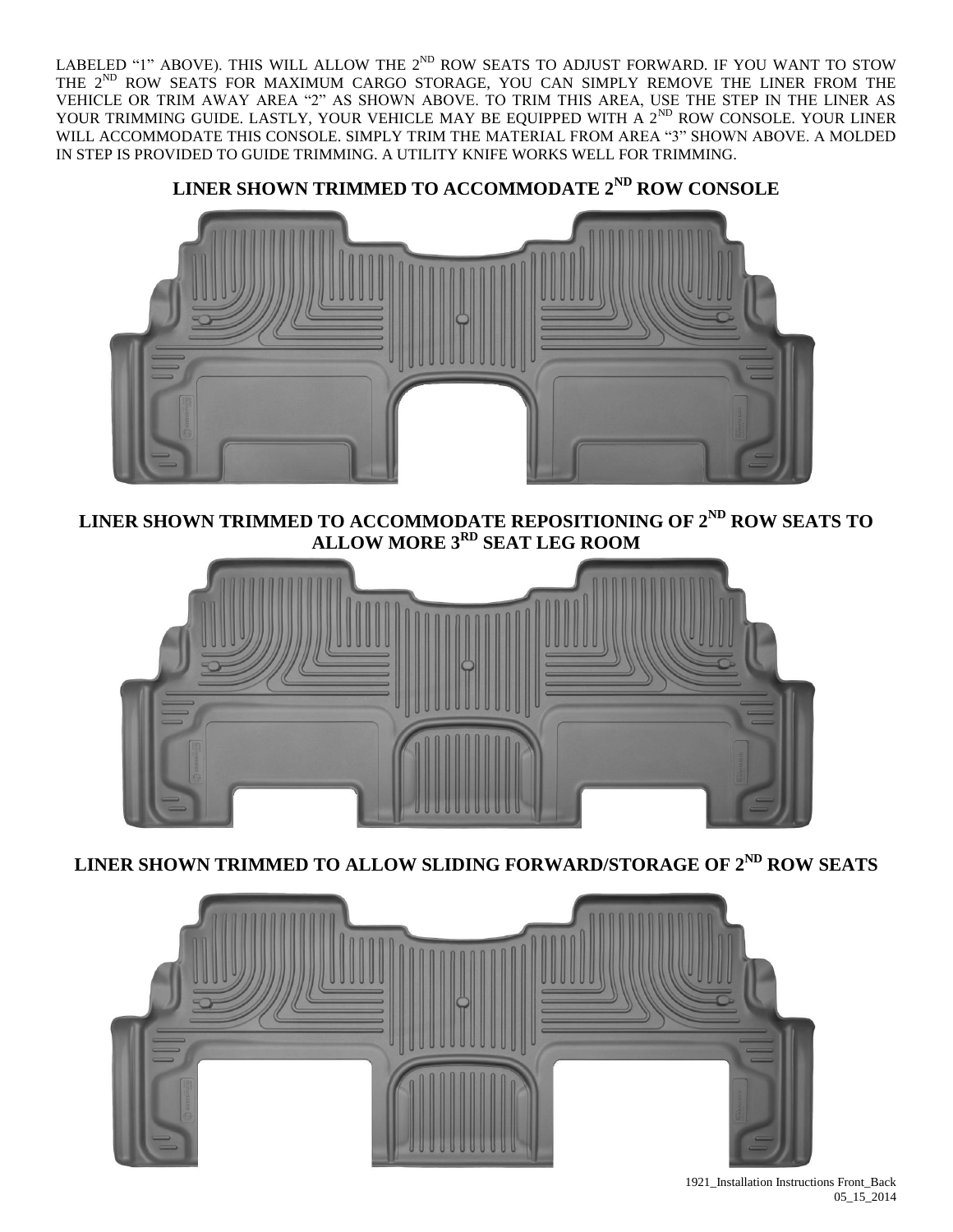LABELED "1" ABOVE). THIS WILL ALLOW THE 2ND ROW SEATS TO ADJUST FORWARD. IF YOU WANT TO STOW THE 2ND ROW SEATS FOR MAXIMUM CARGO STORAGE, YOU CAN SIMPLY REMOVE THE LINER FROM THE VEHICLE OR TRIM AWAY AREA "2" AS SHOWN ABOVE. TO TRIM THIS AREA, USE THE STEP IN THE LINER AS YOUR TRIMMING GUIDE. LASTLY, YOUR VEHICLE MAY BE EQUIPPED WITH A 2ND ROW CONSOLE. YOUR LINER WILL ACCOMMODATE THIS CONSOLE. SIMPLY TRIM THE MATERIAL FROM AREA "3" SHOWN ABOVE. A MOLDED IN STEP IS PROVIDED TO GUIDE TRIMMING. A UTILITY KNIFE WORKS WELL FOR TRIMMING.

## LINER SHOWN TRIMMED TO ACCOMMODATE 2ND ROW CONSOLE

## LINER SHOWN TRIMMED TO ACCOMMODATE REPOSITIONING OF 2ND ROW SEATS TO ALLOW MORE 3RD SEAT LEG ROOM

## LINER SHOWN TRIMMED TO ALLOW SLIDING FORWARD/STORAGE OF 2ND ROW SEATS

1921_Installation Instructions Front_Back
05_15_2014